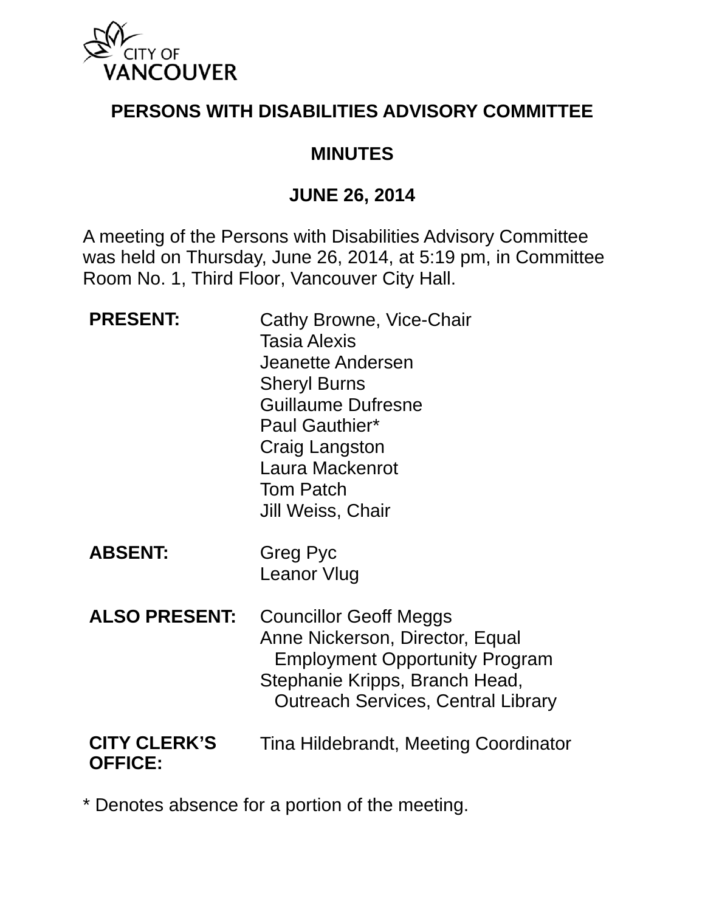CITY OF VANCOUVER

# PERSONS WITH DISABILITIES ADVISORY COMMITTEE

## MINUTES

## JUNE 26, 2014

A meeting of the Persons with Disabilities Advisory Committee was held on Thursday, June 26, 2014, at 5:19 pm, in Committee Room No. 1, Third Floor, Vancouver City Hall.

| | |
|---|---|
| **PRESENT:** | Cathy Browne, Vice-Chair<br>Tasia Alexis<br>Jeanette Andersen<br>Sheryl Burns<br>Guillaume Dufresne<br>Paul Gauthier*<br>Craig Langston<br>Laura Mackenrot<br>Tom Patch<br>Jill Weiss, Chair |
| **ABSENT:** | Greg Pyc<br>Leanor Vlug |
| **ALSO PRESENT:** | Councillor Geoff Meggs<br>Anne Nickerson, Director, Equal Employment Opportunity Program<br>Stephanie Kripps, Branch Head, Outreach Services, Central Library |
| **CITY CLERK'S OFFICE:** | Tina Hildebrandt, Meeting Coordinator |

* Denotes absence for a portion of the meeting.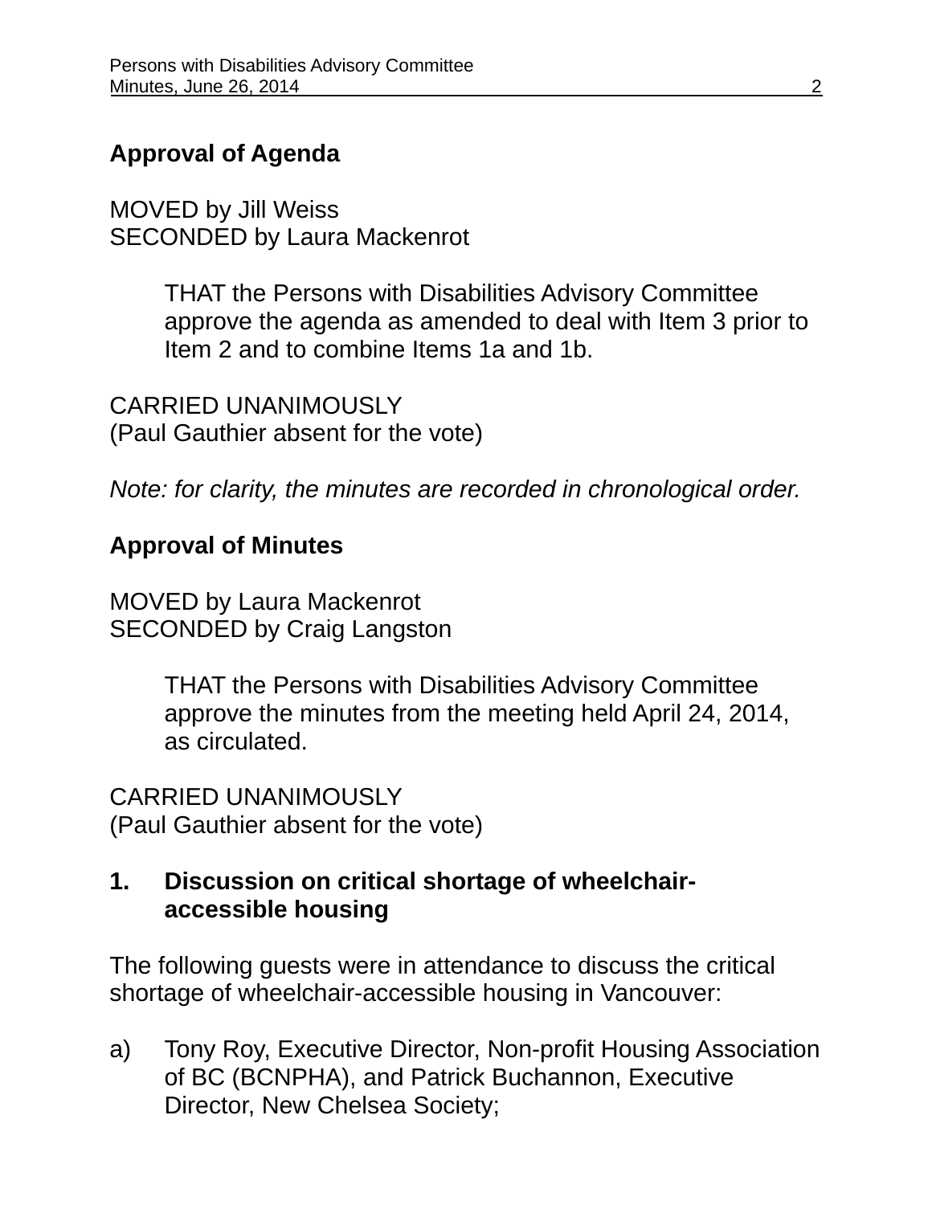**Approval of Agenda**

MOVED by Jill Weiss
SECONDED by Laura Mackenrot

> THAT the Persons with Disabilities Advisory Committee approve the agenda as amended to deal with Item 3 prior to Item 2 and to combine Items 1a and 1b.

CARRIED UNANIMOUSLY
(Paul Gauthier absent for the vote)

*Note: for clarity, the minutes are recorded in chronological order.*

**Approval of Minutes**

MOVED by Laura Mackenrot
SECONDED by Craig Langston

> THAT the Persons with Disabilities Advisory Committee approve the minutes from the meeting held April 24, 2014, as circulated.

CARRIED UNANIMOUSLY
(Paul Gauthier absent for the vote)

**1. Discussion on critical shortage of wheelchair-accessible housing**

The following guests were in attendance to discuss the critical shortage of wheelchair-accessible housing in Vancouver:

a) Tony Roy, Executive Director, Non-profit Housing Association of BC (BCNPHA), and Patrick Buchannon, Executive Director, New Chelsea Society;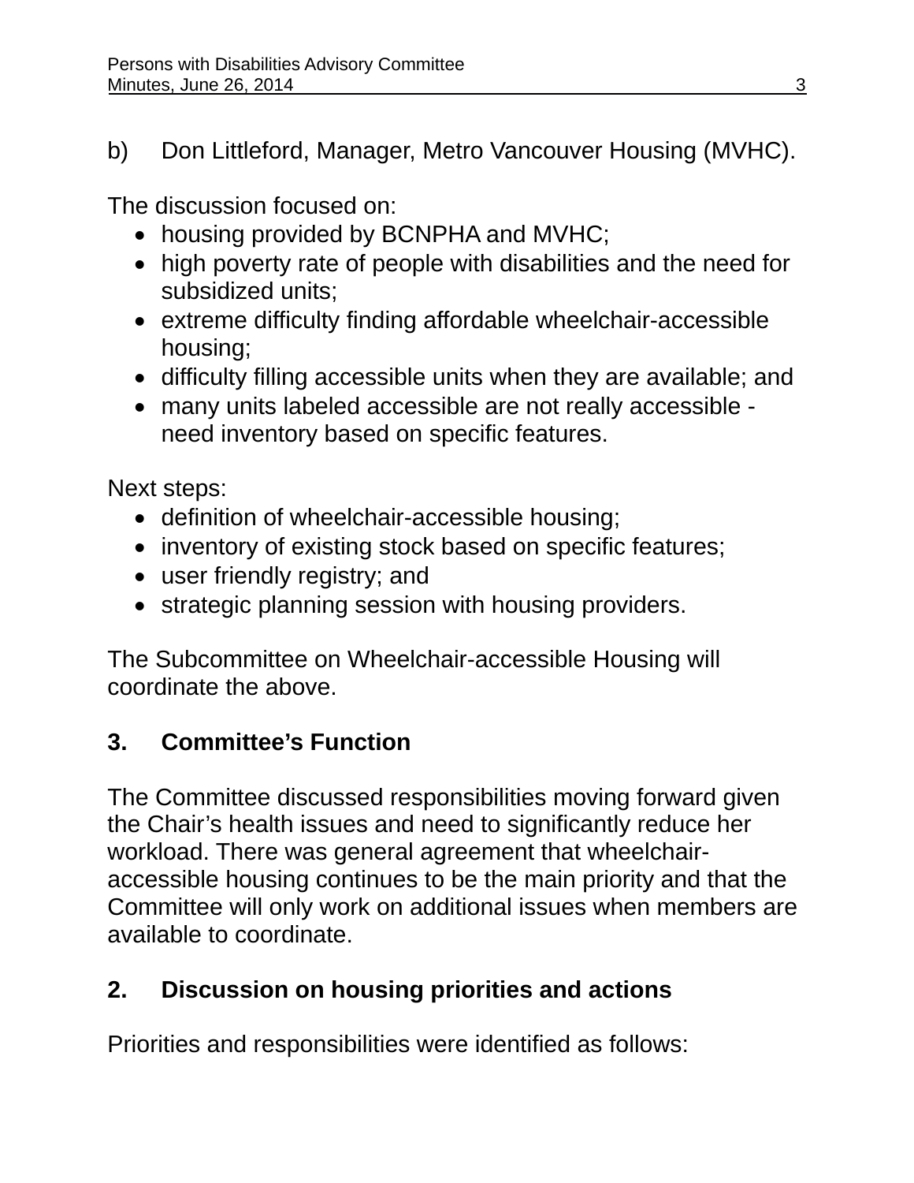b) Don Littleford, Manager, Metro Vancouver Housing (MVHC).

The discussion focused on:

- housing provided by BCNPHA and MVHC;
- high poverty rate of people with disabilities and the need for subsidized units;
- extreme difficulty finding affordable wheelchair-accessible housing;
- difficulty filling accessible units when they are available; and
- many units labeled accessible are not really accessible - need inventory based on specific features.

Next steps:

- definition of wheelchair-accessible housing;
- inventory of existing stock based on specific features;
- user friendly registry; and
- strategic planning session with housing providers.

The Subcommittee on Wheelchair-accessible Housing will coordinate the above.

## 3. Committee's Function

The Committee discussed responsibilities moving forward given the Chair's health issues and need to significantly reduce her workload. There was general agreement that wheelchair-accessible housing continues to be the main priority and that the Committee will only work on additional issues when members are available to coordinate.

## 2. Discussion on housing priorities and actions

Priorities and responsibilities were identified as follows: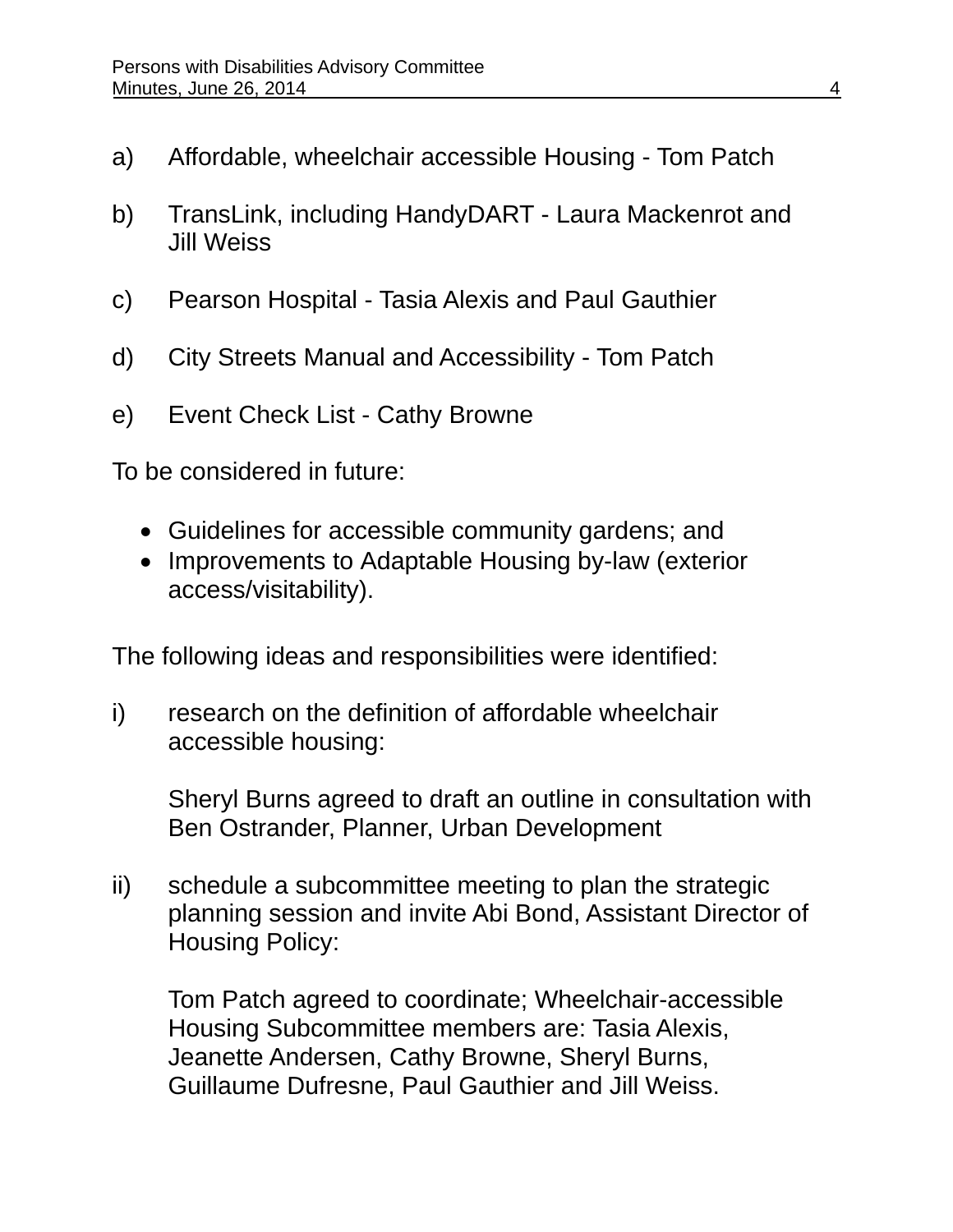a) Affordable, wheelchair accessible Housing - Tom Patch

b) TransLink, including HandyDART - Laura Mackenrot and Jill Weiss

c) Pearson Hospital - Tasia Alexis and Paul Gauthier

d) City Streets Manual and Accessibility - Tom Patch

e) Event Check List - Cathy Browne

To be considered in future:

- Guidelines for accessible community gardens; and
- Improvements to Adaptable Housing by-law (exterior access/visitability).

The following ideas and responsibilities were identified:

i) research on the definition of affordable wheelchair accessible housing:

   Sheryl Burns agreed to draft an outline in consultation with Ben Ostrander, Planner, Urban Development

ii) schedule a subcommittee meeting to plan the strategic planning session and invite Abi Bond, Assistant Director of Housing Policy:

   Tom Patch agreed to coordinate; Wheelchair-accessible Housing Subcommittee members are: Tasia Alexis, Jeanette Andersen, Cathy Browne, Sheryl Burns, Guillaume Dufresne, Paul Gauthier and Jill Weiss.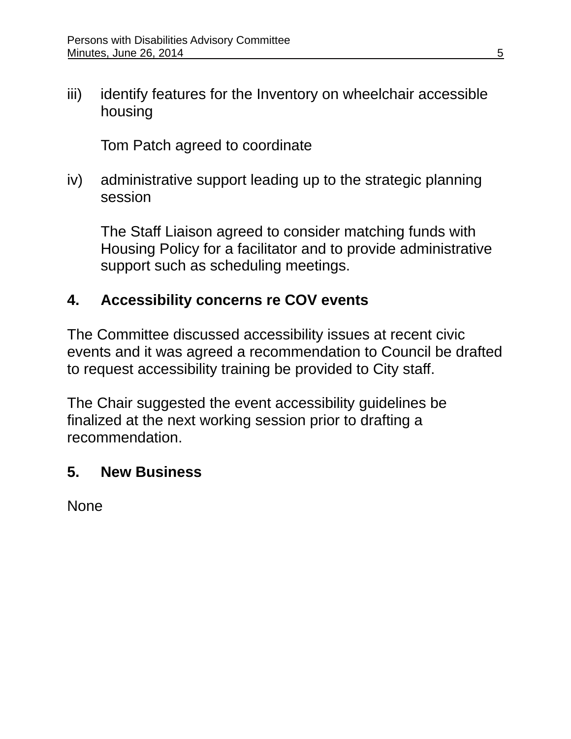iii) identify features for the Inventory on wheelchair accessible housing

    Tom Patch agreed to coordinate

iv) administrative support leading up to the strategic planning session

    The Staff Liaison agreed to consider matching funds with Housing Policy for a facilitator and to provide administrative support such as scheduling meetings.

**4. Accessibility concerns re COV events**

The Committee discussed accessibility issues at recent civic events and it was agreed a recommendation to Council be drafted to request accessibility training be provided to City staff.

The Chair suggested the event accessibility guidelines be finalized at the next working session prior to drafting a recommendation.

**5. New Business**

None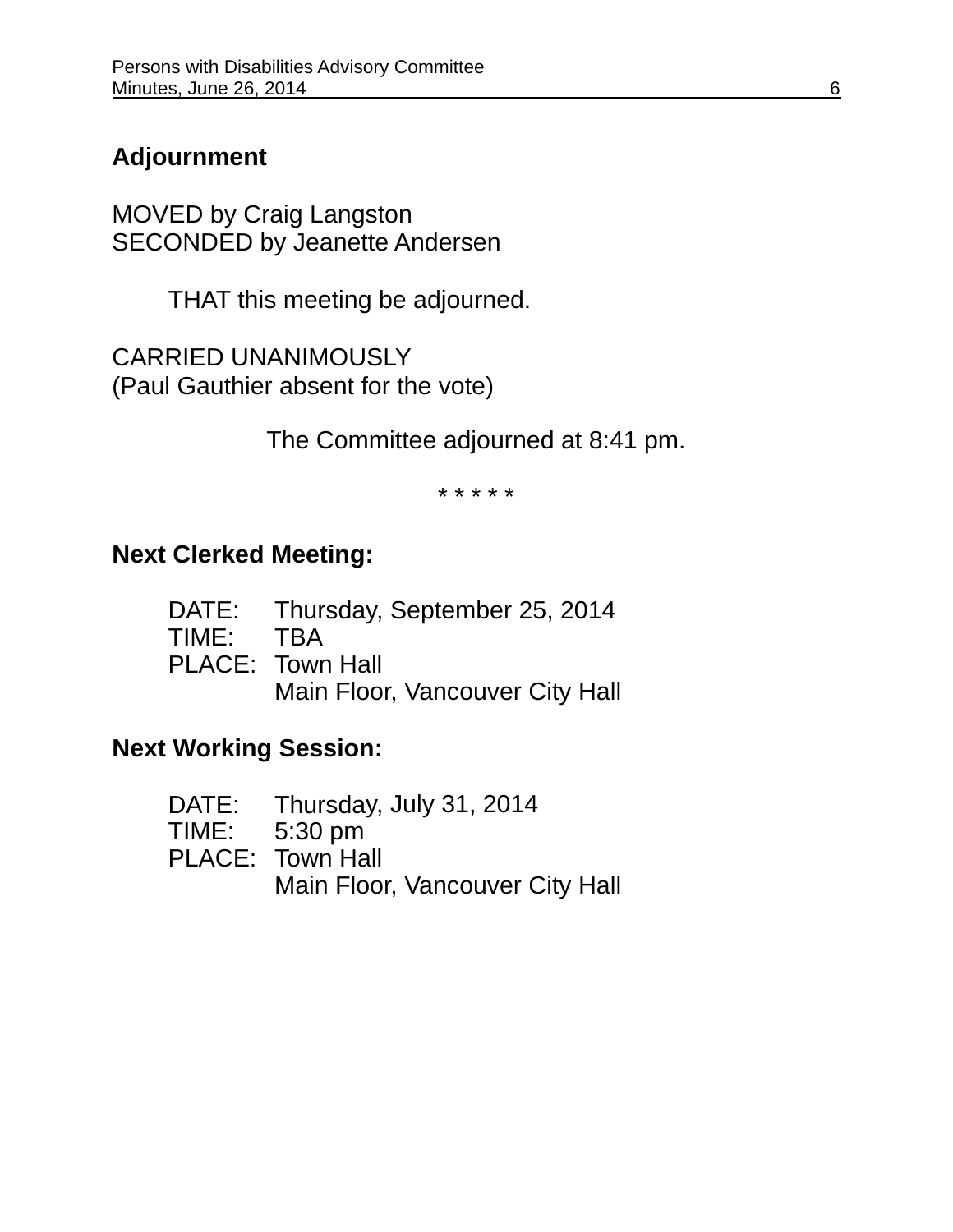## Adjournment

MOVED by Craig Langston
SECONDED by Jeanette Andersen

THAT this meeting be adjourned.

CARRIED UNANIMOUSLY
(Paul Gauthier absent for the vote)

The Committee adjourned at 8:41 pm.

* * * * *

## Next Clerked Meeting:

DATE: Thursday, September 25, 2014
TIME: TBA
PLACE: Town Hall
Main Floor, Vancouver City Hall

## Next Working Session:

DATE: Thursday, July 31, 2014
TIME: 5:30 pm
PLACE: Town Hall
Main Floor, Vancouver City Hall